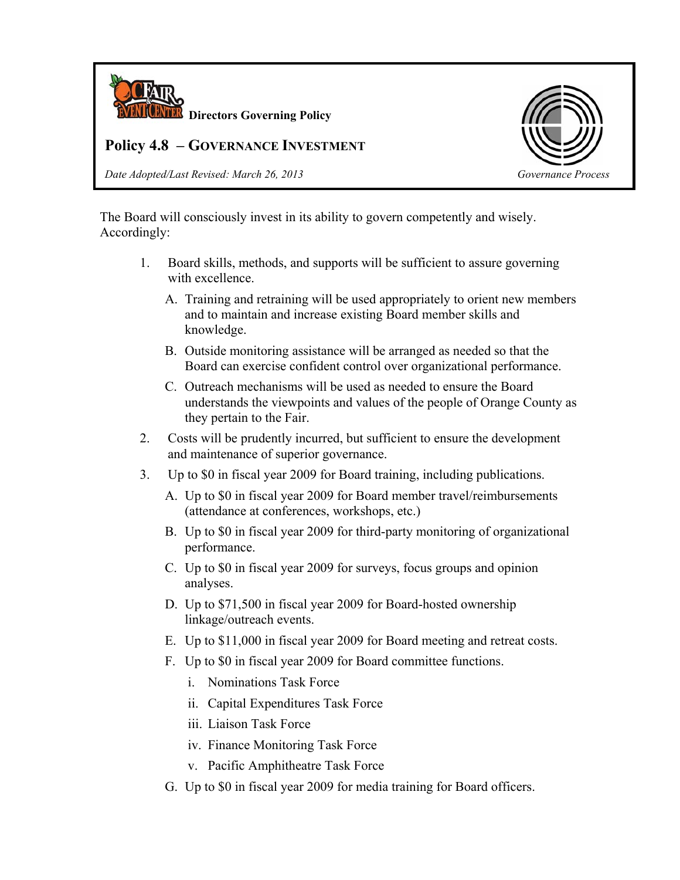**Directors Governing Policy**

## Policy 4.8 – GOVERNANCE INVESTMENT

*Date Adopted/Last Revised: March 26, 2013*

*Governance Process*

The Board will consciously invest in its ability to govern competently and wisely. Accordingly:

1. Board skills, methods, and supports will be sufficient to assure governing with excellence.
   - A. Training and retraining will be used appropriately to orient new members and to maintain and increase existing Board member skills and knowledge.
   - B. Outside monitoring assistance will be arranged as needed so that the Board can exercise confident control over organizational performance.
   - C. Outreach mechanisms will be used as needed to ensure the Board understands the viewpoints and values of the people of Orange County as they pertain to the Fair.
2. Costs will be prudently incurred, but sufficient to ensure the development and maintenance of superior governance.
3. Up to $0 in fiscal year 2009 for Board training, including publications.
   - A. Up to $0 in fiscal year 2009 for Board member travel/reimbursements (attendance at conferences, workshops, etc.)
   - B. Up to $0 in fiscal year 2009 for third-party monitoring of organizational performance.
   - C. Up to $0 in fiscal year 2009 for surveys, focus groups and opinion analyses.
   - D. Up to $71,500 in fiscal year 2009 for Board-hosted ownership linkage/outreach events.
   - E. Up to $11,000 in fiscal year 2009 for Board meeting and retreat costs.
   - F. Up to $0 in fiscal year 2009 for Board committee functions.
     - i. Nominations Task Force
     - ii. Capital Expenditures Task Force
     - iii. Liaison Task Force
     - iv. Finance Monitoring Task Force
     - v. Pacific Amphitheatre Task Force
   - G. Up to $0 in fiscal year 2009 for media training for Board officers.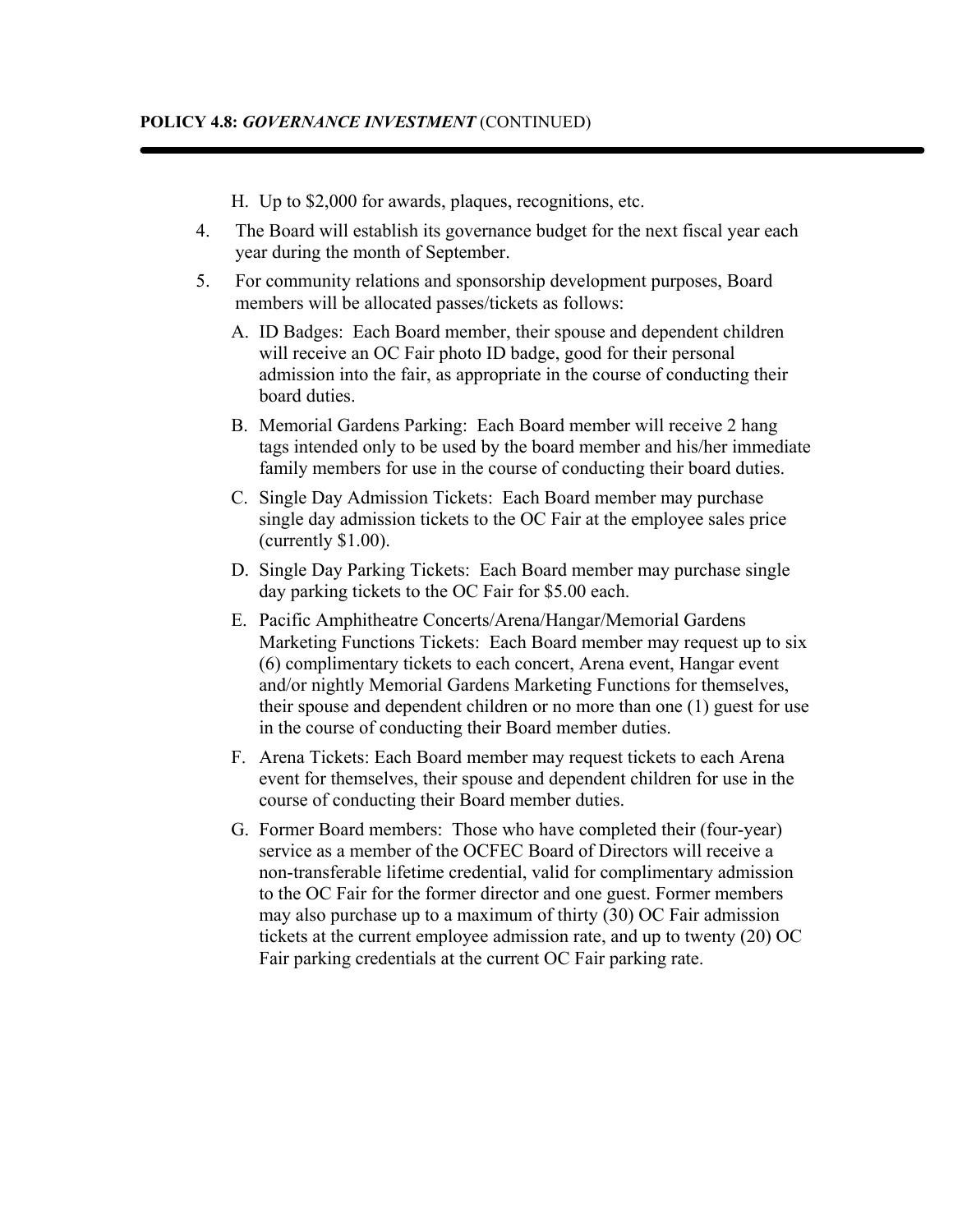H. Up to $2,000 for awards, plaques, recognitions, etc.

4. The Board will establish its governance budget for the next fiscal year each year during the month of September.

5. For community relations and sponsorship development purposes, Board members will be allocated passes/tickets as follows:

   A. ID Badges: Each Board member, their spouse and dependent children will receive an OC Fair photo ID badge, good for their personal admission into the fair, as appropriate in the course of conducting their board duties.

   B. Memorial Gardens Parking: Each Board member will receive 2 hang tags intended only to be used by the board member and his/her immediate family members for use in the course of conducting their board duties.

   C. Single Day Admission Tickets: Each Board member may purchase single day admission tickets to the OC Fair at the employee sales price (currently $1.00).

   D. Single Day Parking Tickets: Each Board member may purchase single day parking tickets to the OC Fair for $5.00 each.

   E. Pacific Amphitheatre Concerts/Arena/Hangar/Memorial Gardens Marketing Functions Tickets: Each Board member may request up to six (6) complimentary tickets to each concert, Arena event, Hangar event and/or nightly Memorial Gardens Marketing Functions for themselves, their spouse and dependent children or no more than one (1) guest for use in the course of conducting their Board member duties.

   F. Arena Tickets: Each Board member may request tickets to each Arena event for themselves, their spouse and dependent children for use in the course of conducting their Board member duties.

   G. Former Board members: Those who have completed their (four-year) service as a member of the OCFEC Board of Directors will receive a non-transferable lifetime credential, valid for complimentary admission to the OC Fair for the former director and one guest. Former members may also purchase up to a maximum of thirty (30) OC Fair admission tickets at the current employee admission rate, and up to twenty (20) OC Fair parking credentials at the current OC Fair parking rate.